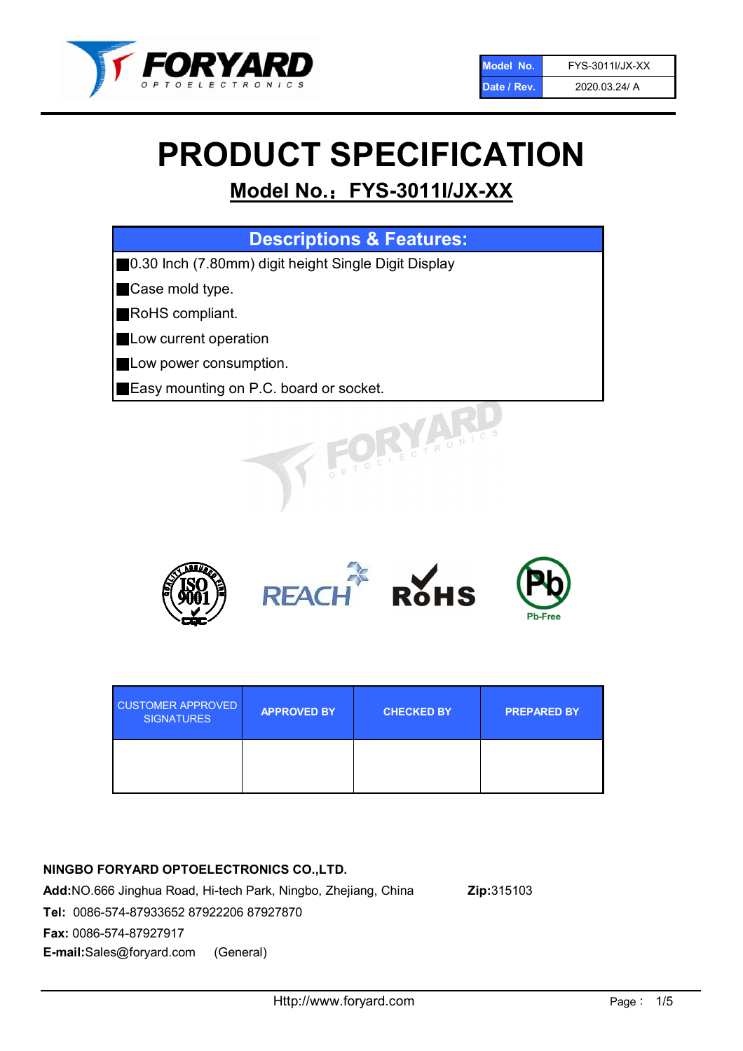| Model No. | FYS-3011I/JX-XX |
| --- | --- |
| Date / Rev. | 2020.03.24/ A |

# PRODUCT SPECIFICATION

## Model No.：FYS-3011I/JX-XX

| Descriptions & Features: |
| --- |
| ■0.30 Inch (7.80mm) digit height Single Digit Display |
| ■Case mold type. |
| ■RoHS compliant. |
| ■Low current operation |
| ■Low power consumption. |
| ■Easy mounting on P.C. board or socket. |

| CUSTOMER APPROVED SIGNATURES | APPROVED BY | CHECKED BY | PREPARED BY |
| --- | --- | --- | --- |
| | | | |

**NINGBO FORYARD OPTOELECTRONICS CO.,LTD.**

**Add:**NO.666 Jinghua Road, Hi-tech Park, Ningbo, Zhejiang, China **Zip:**315103

**Tel:** 0086-574-87933652 87922206 87927870

**Fax:** 0086-574-87927917

**E-mail:**Sales@foryard.com (General)

Http://www.foryard.com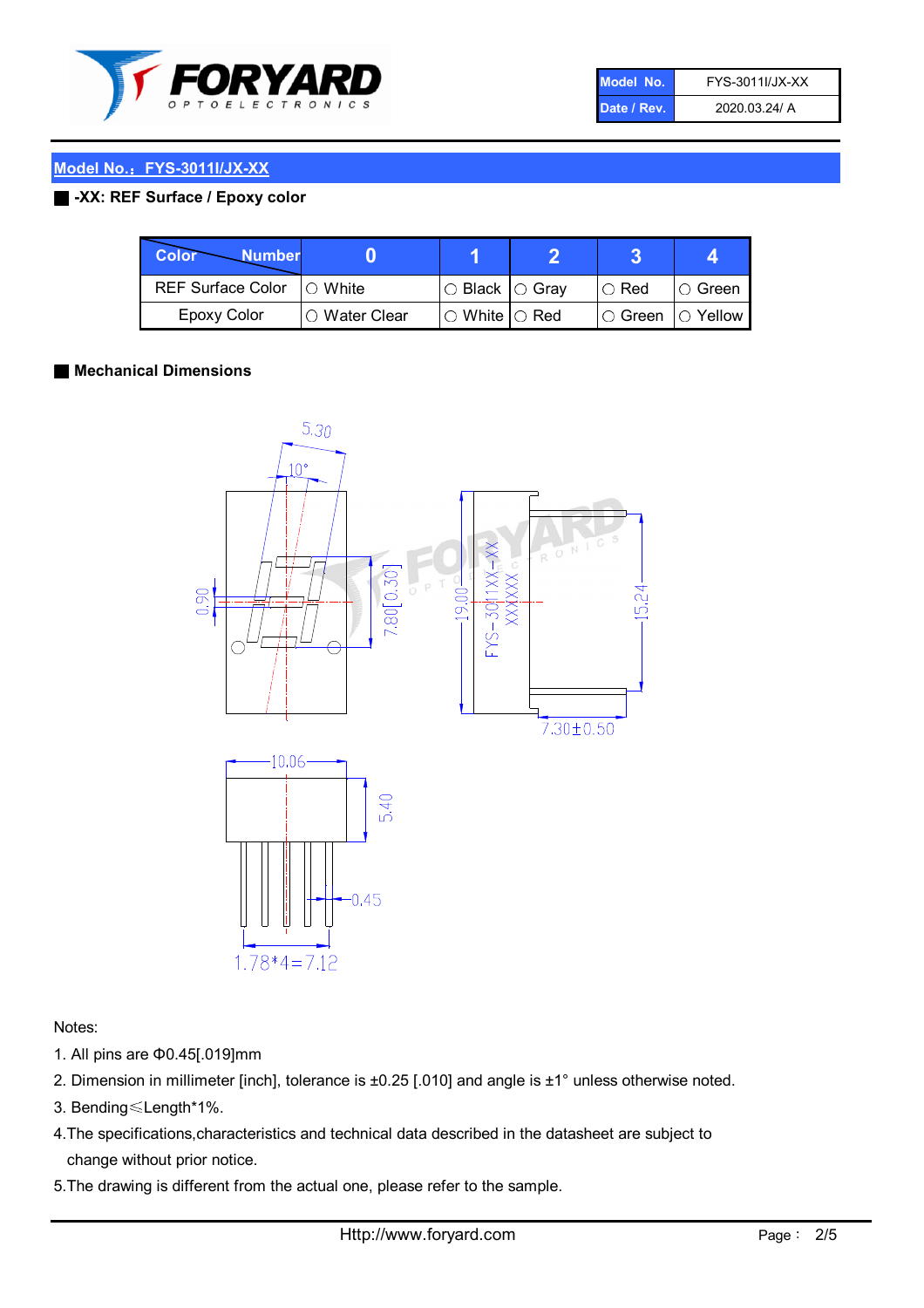| Model No. | FYS-3011I/JX-XX |
|---|---|
| Date / Rev. | 2020.03.24/ A |

## Model No.：FYS-3011I/JX-XX

### -XX: REF Surface / Epoxy color

| Color \ Number | 0 | 1 | 2 | 3 | 4 |
|---|---|---|---|---|---|
| REF Surface Color | ○ White | ○ Black | ○ Gray | ○ Red | ○ Green |
| Epoxy Color | ○ Water Clear | ○ White | ○ Red | ○ Green | ○ Yellow |

### Mechanical Dimensions

5.30
10°
0.90
7.80[0.30]
19.00
FYS-3011XX-XX
XXXXXX
15.24
7.30±0.50
10.06
5.40
0.45
1.78*4=7.12

Notes:

1. All pins are Φ0.45[.019]mm
2. Dimension in millimeter [inch], tolerance is ±0.25 [.010] and angle is ±1° unless otherwise noted.
3. Bending≤Length*1%.
4. The specifications,characteristics and technical data described in the datasheet are subject to change without prior notice.
5. The drawing is different from the actual one, please refer to the sample.

Http://www.foryard.com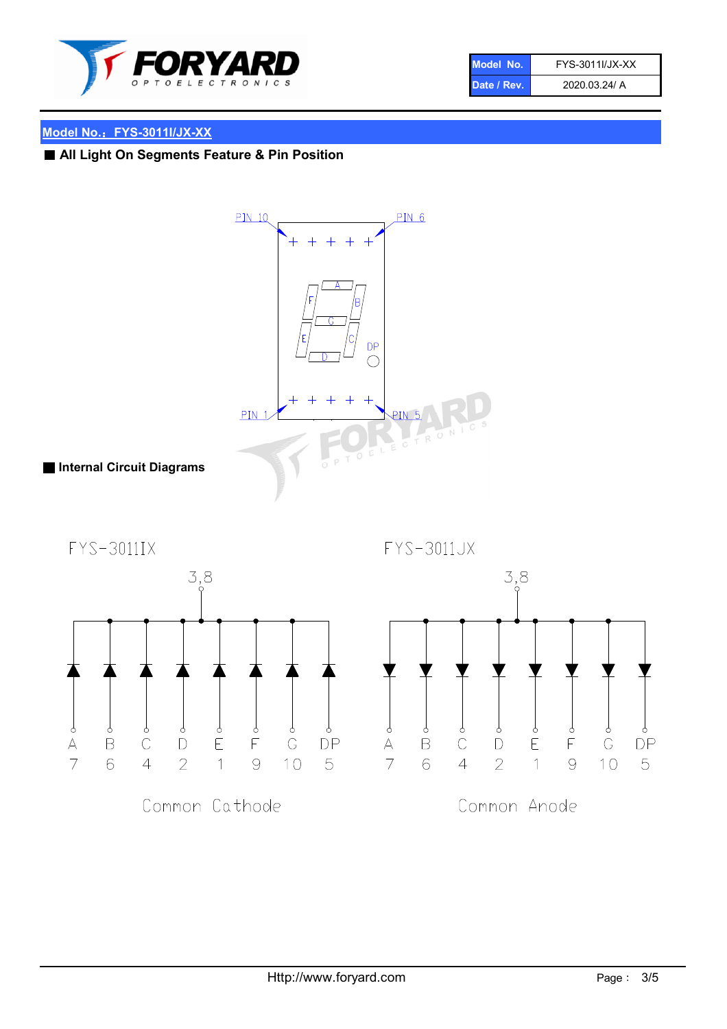## Model No.：FYS-3011I/JX-XX

### All Light On Segments Feature & Pin Position

PIN 10 PIN 6

A F B G E C D DP

PIN 1 PIN 5

### Internal Circuit Diagrams

FYS-3011IX

3,8

| A | B | C | D | E | F | G | DP |
|---|---|---|---|---|---|---|---|
| 7 | 6 | 4 | 2 | 1 | 9 | 10 | 5 |

Common Cathode

FYS-3011JX

3,8

| A | B | C | D | E | F | G | DP |
|---|---|---|---|---|---|---|---|
| 7 | 6 | 4 | 2 | 1 | 9 | 10 | 5 |

Common Anode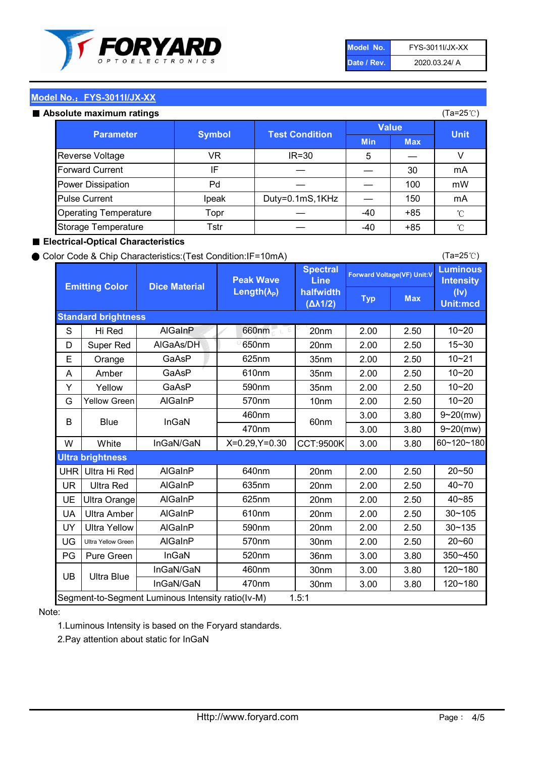| Model No. | FYS-3011I/JX-XX |
| --- | --- |
| Date / Rev. | 2020.03.24/ A |

## Model No.: FYS-3011I/JX-XX

### ■ Absolute maximum ratings

(Ta=25℃)

| Parameter | Symbol | Test Condition | Value | | Unit |
| --- | --- | --- | --- | --- | --- |
| | | | Min | Max | |
| Reverse Voltage | VR | IR=30 | 5 | — | V |
| Forward Current | IF | — | — | 30 | mA |
| Power Dissipation | Pd | — | — | 100 | mW |
| Pulse Current | Ipeak | Duty=0.1mS,1KHz | — | 150 | mA |
| Operating Temperature | Topr | — | -40 | +85 | ℃ |
| Storage Temperature | Tstr | — | -40 | +85 | ℃ |

### ■ Electrical-Optical Characteristics

● Color Code & Chip Characteristics:(Test Condition:IF=10mA)

(Ta=25℃)

| Emitting Color | | Dice Material | Peak Wave Length($\lambda_P$) | Spectral Line halfwidth ($\Delta\lambda 1/2$) | Forward Voltage(VF) Unit:V | | Luminous Intensity (Iv) Unit:mcd |
| --- | --- | --- | --- | --- | --- | --- | --- |
| | | | | | Typ | Max | |
| **Standard brightness** | | | | | | | |
| S | Hi Red | AlGaInP | 660nm | 20nm | 2.00 | 2.50 | 10~20 |
| D | Super Red | AlGaAs/DH | 650nm | 20nm | 2.00 | 2.50 | 15~30 |
| E | Orange | GaAsP | 625nm | 35nm | 2.00 | 2.50 | 10~21 |
| A | Amber | GaAsP | 610nm | 35nm | 2.00 | 2.50 | 10~20 |
| Y | Yellow | GaAsP | 590nm | 35nm | 2.00 | 2.50 | 10~20 |
| G | Yellow Green | AlGaInP | 570nm | 10nm | 2.00 | 2.50 | 10~20 |
| B | Blue | InGaN | 460nm | 60nm | 3.00 | 3.80 | 9~20(mw) |
| | | | 470nm | | 3.00 | 3.80 | 9~20(mw) |
| W | White | InGaN/GaN | X=0.29,Y=0.30 | CCT:9500K | 3.00 | 3.80 | 60~120~180 |
| **Ultra brightness** | | | | | | | |
| UHR | Ultra Hi Red | AlGaInP | 640nm | 20nm | 2.00 | 2.50 | 20~50 |
| UR | Ultra Red | AlGaInP | 635nm | 20nm | 2.00 | 2.50 | 40~70 |
| UE | Ultra Orange | AlGaInP | 625nm | 20nm | 2.00 | 2.50 | 40~85 |
| UA | Ultra Amber | AlGaInP | 610nm | 20nm | 2.00 | 2.50 | 30~105 |
| UY | Ultra Yellow | AlGaInP | 590nm | 20nm | 2.00 | 2.50 | 30~135 |
| UG | Ultra Yellow Green | AlGaInP | 570nm | 30nm | 2.00 | 2.50 | 20~60 |
| PG | Pure Green | InGaN | 520nm | 36nm | 3.00 | 3.80 | 350~450 |
| UB | Ultra Blue | InGaN/GaN | 460nm | 30nm | 3.00 | 3.80 | 120~180 |
| | | InGaN/GaN | 470nm | 30nm | 3.00 | 3.80 | 120~180 |
| Segment-to-Segment Luminous Intensity ratio(Iv-M) | | | 1.5:1 | | | | |

Note:

1.Luminous Intensity is based on the Foryard standards.

2.Pay attention about static for InGaN

Http://www.foryard.com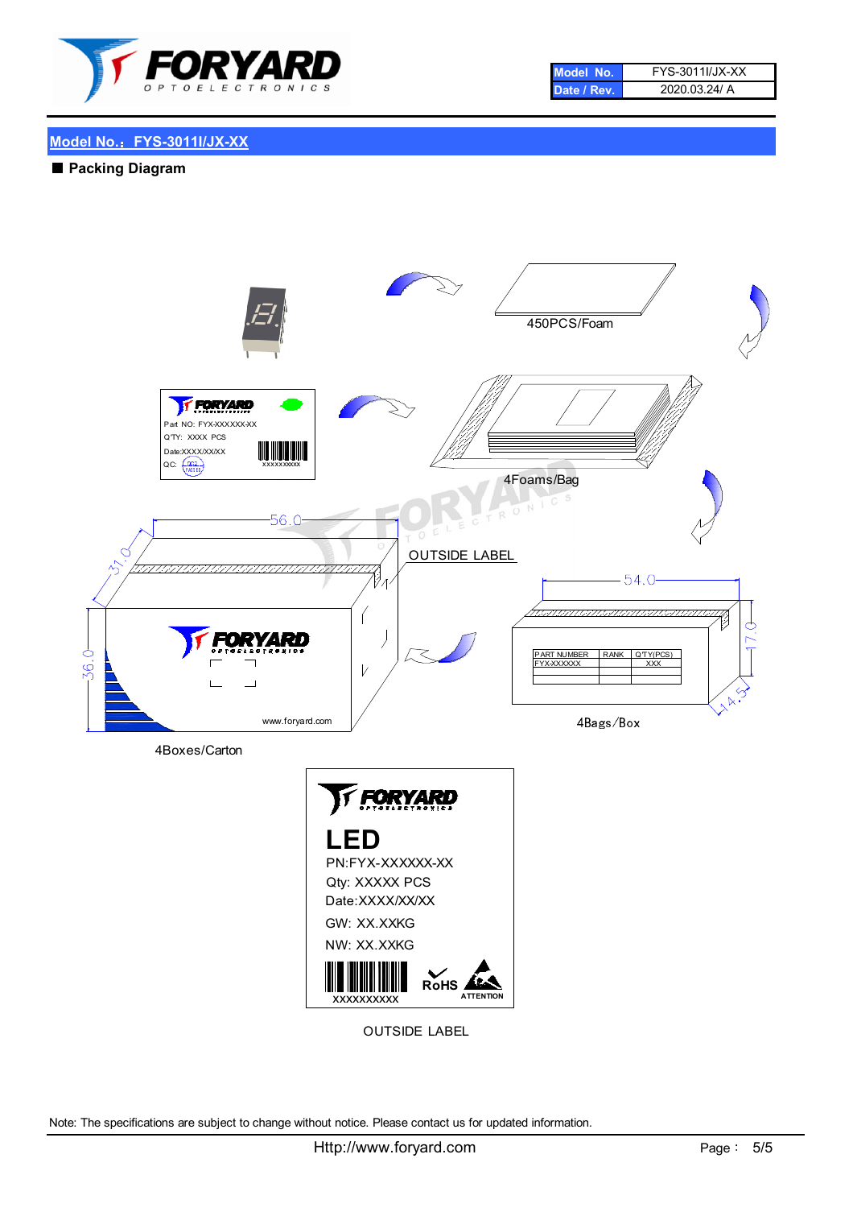| Model No. | FYS-3011I/JX-XX |
|---|---|
| Date / Rev. | 2020.03.24/ A |

## Model No.：FYS-3011I/JX-XX

### ■ Packing Diagram

450PCS/Foam

Part NO: FYX-XXXXXX-XX
Q'TY: XXXX PCS
Date:XXXX/XX/XX
QC:
XXXXXXXXXX

4Foams/Bag

56.0

31.0

36.0

OUTSIDE LABEL

www.foryard.com

4Boxes/Carton

54.0

17.0

14.5

| PART NUMBER | RANK | Q'TY(PCS) |
|---|---|---|
| FYX-XXXXXX | | XXX |

4Bags/Box

LED
PN:FYX-XXXXXX-XX
Qty: XXXXX PCS
Date:XXXX/XX/XX
GW: XX.XXKG
NW: XX.XXKG
XXXXXXXXXX
RoHS
ATTENTION

OUTSIDE LABEL

Note: The specifications are subject to change without notice. Please contact us for updated information.